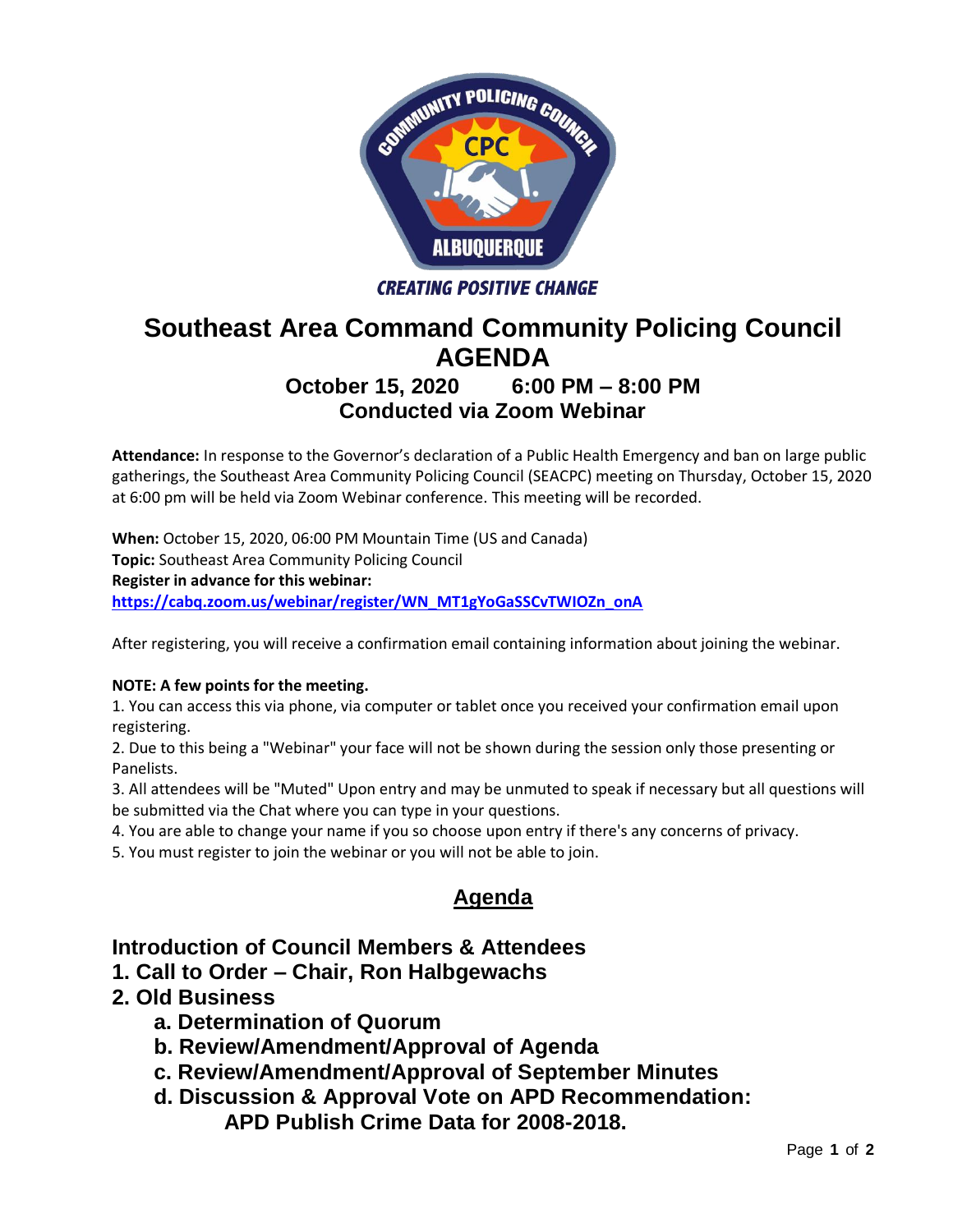CREATING POSITIVE CHANGE

# Southeast Area Command Community Policing Council

## AGENDA

### October 15, 2020 6:00 PM – 8:00 PM

### Conducted via Zoom Webinar

**Attendance:** In response to the Governor's declaration of a Public Health Emergency and ban on large public gatherings, the Southeast Area Community Policing Council (SEACPC) meeting on Thursday, October 15, 2020 at 6:00 pm will be held via Zoom Webinar conference. This meeting will be recorded.

**When:** October 15, 2020, 06:00 PM Mountain Time (US and Canada)
**Topic:** Southeast Area Community Policing Council
**Register in advance for this webinar:**
**https://cabq.zoom.us/webinar/register/WN_MT1gYoGaSSCvTWIOZn_onA**

After registering, you will receive a confirmation email containing information about joining the webinar.

**NOTE: A few points for the meeting.**

1. You can access this via phone, via computer or tablet once you received your confirmation email upon registering.
2. Due to this being a "Webinar" your face will not be shown during the session only those presenting or Panelists.
3. All attendees will be "Muted" Upon entry and may be unmuted to speak if necessary but all questions will be submitted via the Chat where you can type in your questions.
4. You are able to change your name if you so choose upon entry if there's any concerns of privacy.
5. You must register to join the webinar or you will not be able to join.

## Agenda

### Introduction of Council Members & Attendees

### 1. Call to Order – Chair, Ron Halbgewachs

### 2. Old Business

- **a. Determination of Quorum**
- **b. Review/Amendment/Approval of Agenda**
- **c. Review/Amendment/Approval of September Minutes**
- **d. Discussion & Approval Vote on APD Recommendation: APD Publish Crime Data for 2008-2018.**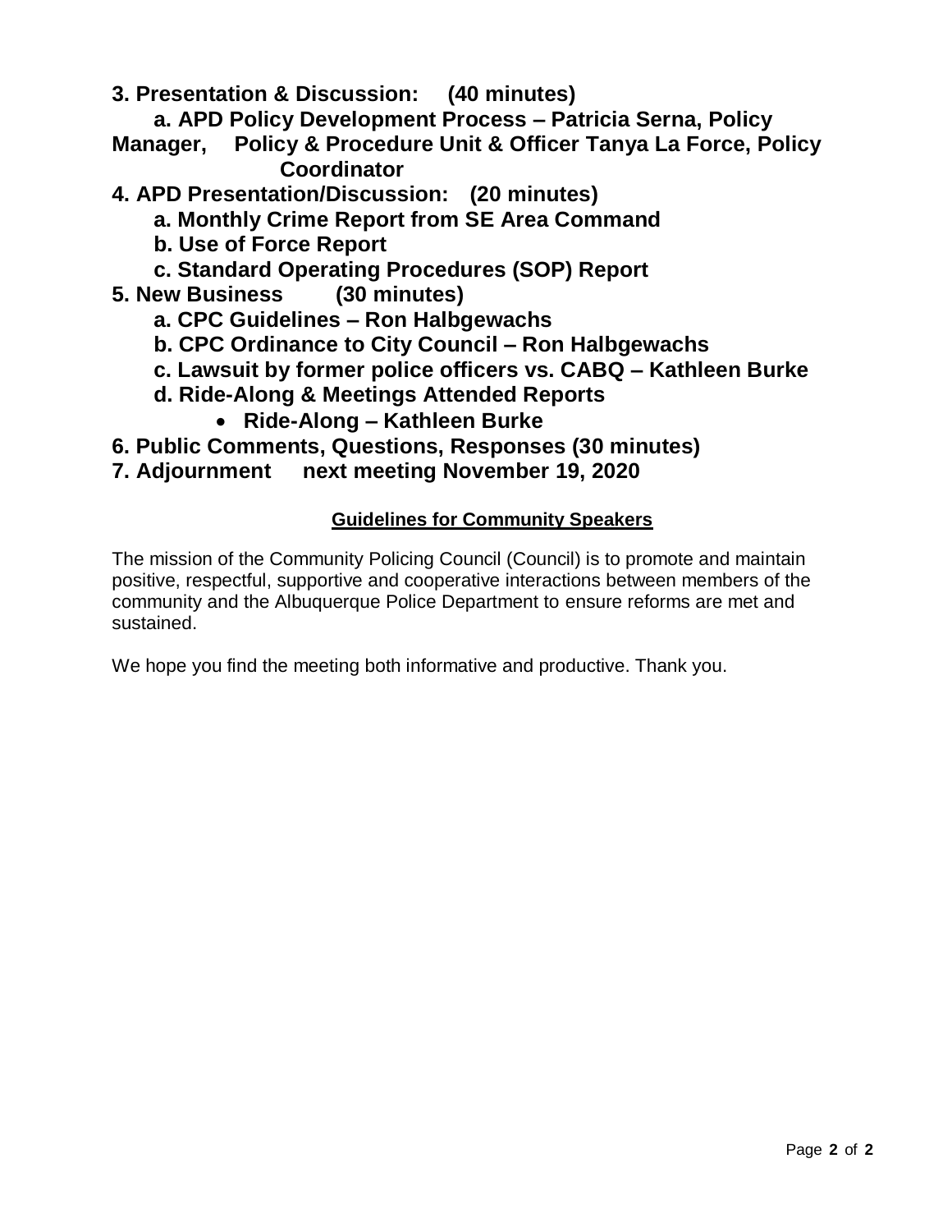**3. Presentation & Discussion: (40 minutes)**

- **a. APD Policy Development Process – Patricia Serna, Policy Manager, Policy & Procedure Unit & Officer Tanya La Force, Policy Coordinator**

**4. APD Presentation/Discussion: (20 minutes)**

- **a. Monthly Crime Report from SE Area Command**
- **b. Use of Force Report**
- **c. Standard Operating Procedures (SOP) Report**

**5. New Business (30 minutes)**

- **a. CPC Guidelines – Ron Halbgewachs**
- **b. CPC Ordinance to City Council – Ron Halbgewachs**
- **c. Lawsuit by former police officers vs. CABQ – Kathleen Burke**
- **d. Ride-Along & Meetings Attended Reports**
  - **Ride-Along – Kathleen Burke**

**6. Public Comments, Questions, Responses (30 minutes)**

**7. Adjournment next meeting November 19, 2020**

## Guidelines for Community Speakers

The mission of the Community Policing Council (Council) is to promote and maintain positive, respectful, supportive and cooperative interactions between members of the community and the Albuquerque Police Department to ensure reforms are met and sustained.

We hope you find the meeting both informative and productive. Thank you.